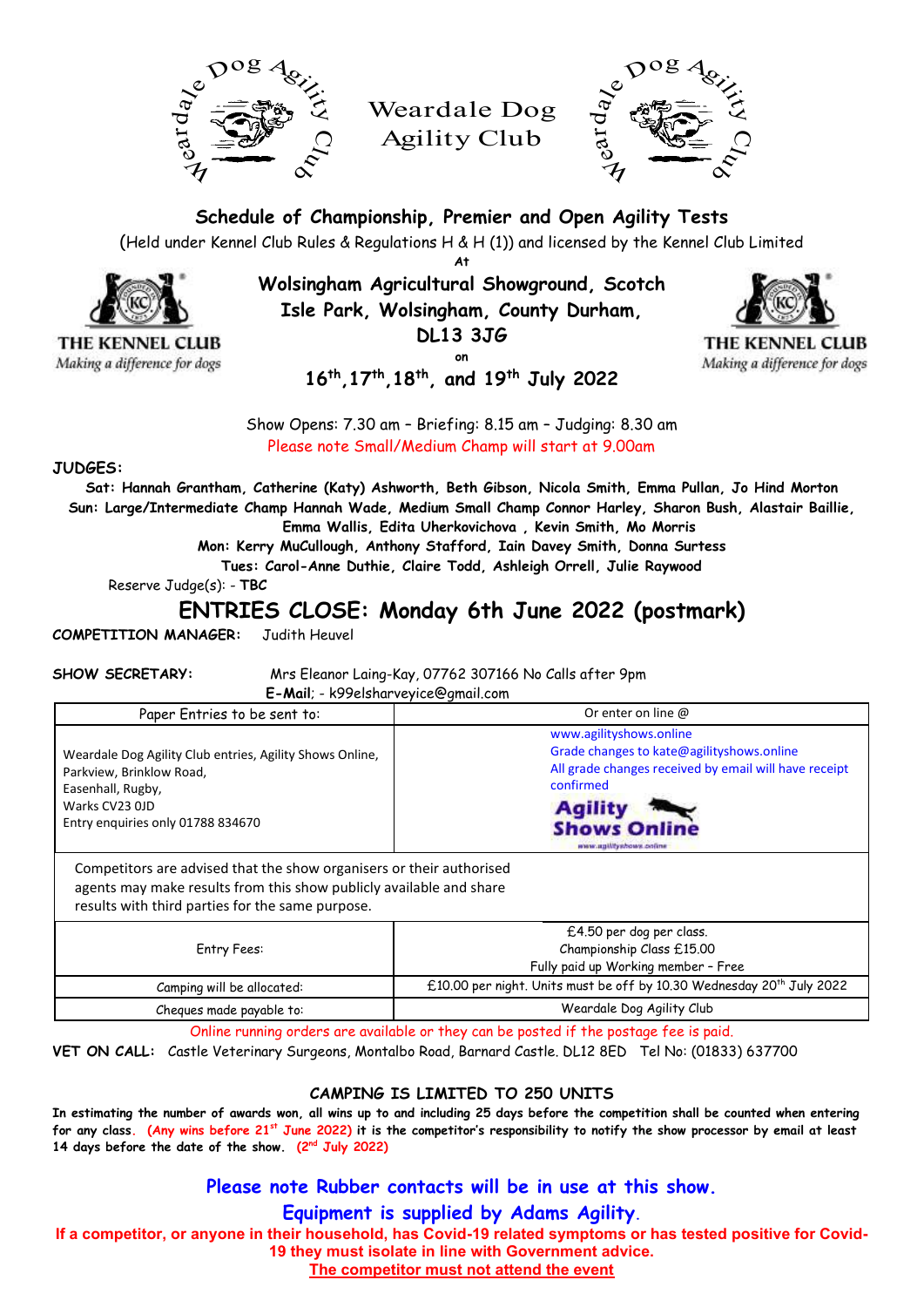# Weardale Dog Agility Club

## Schedule of Championship, Premier and Open Agility Tests

(Held under Kennel Club Rules & Regulations H & H (1)) and licensed by the Kennel Club Limited

At

**Wolsingham Agricultural Showground, Scotch Isle Park, Wolsingham, County Durham, DL13 3JG**

on

**16th, 17th, 18th, and 19th July 2022**

Show Opens: 7.30 am – Briefing: 8.15 am – Judging: 8.30 am

Please note Small/Medium Champ will start at 9.00am

**JUDGES:**

**Sat: Hannah Grantham, Catherine (Katy) Ashworth, Beth Gibson, Nicola Smith, Emma Pullan, Jo Hind Morton**

**Sun: Large/Intermediate Champ Hannah Wade, Medium Small Champ Connor Harley, Sharon Bush, Alastair Baillie, Emma Wallis, Edita Uherkovichova , Kevin Smith, Mo Morris**

**Mon: Kerry MuCullough, Anthony Stafford, Iain Davey Smith, Donna Surtess**

**Tues: Carol-Anne Duthie, Claire Todd, Ashleigh Orrell, Julie Raywood**

Reserve Judge(s): - **TBC**

## ENTRIES CLOSE: Monday 6th June 2022 (postmark)

**COMPETITION MANAGER:** Judith Heuvel

**SHOW SECRETARY:** Mrs Eleanor Laing-Kay, 07762 307166 No Calls after 9pm

**E-Mail**; - k99elsharveyice@gmail.com

| Paper Entries to be sent to: | Or enter on line @ |
|---|---|
| Weardale Dog Agility Club entries, Agility Shows Online, Parkview, Brinklow Road, Easenhall, Rugby, Warks CV23 0JD<br>Entry enquiries only 01788 834670 | www.agilityshows.online<br>Grade changes to kate@agilityshows.online<br>All grade changes received by email will have receipt confirmed<br>Agility Shows Online |
| Competitors are advised that the show organisers or their authorised agents may make results from this show publicly available and share results with third parties for the same purpose. | |
| Entry Fees: | £4.50 per dog per class.<br>Championship Class £15.00<br>Fully paid up Working member – Free |
| Camping will be allocated: | £10.00 per night. Units must be off by 10.30 Wednesday 20th July 2022 |
| Cheques made payable to: | Weardale Dog Agility Club |

Online running orders are available or they can be posted if the postage fee is paid.

**VET ON CALL:** Castle Veterinary Surgeons, Montalbo Road, Barnard Castle. DL12 8ED Tel No: (01833) 637700

**CAMPING IS LIMITED TO 250 UNITS**

**In estimating the number of awards won, all wins up to and including 25 days before the competition shall be counted when entering for any class. (Any wins before 21st June 2022) it is the competitor's responsibility to notify the show processor by email at least 14 days before the date of the show. (2nd July 2022)**

**Please note Rubber contacts will be in use at this show.**

**Equipment is supplied by Adams Agility.**

**If a competitor, or anyone in their household, has Covid-19 related symptoms or has tested positive for Covid-19 they must isolate in line with Government advice.**

**The competitor must not attend the event**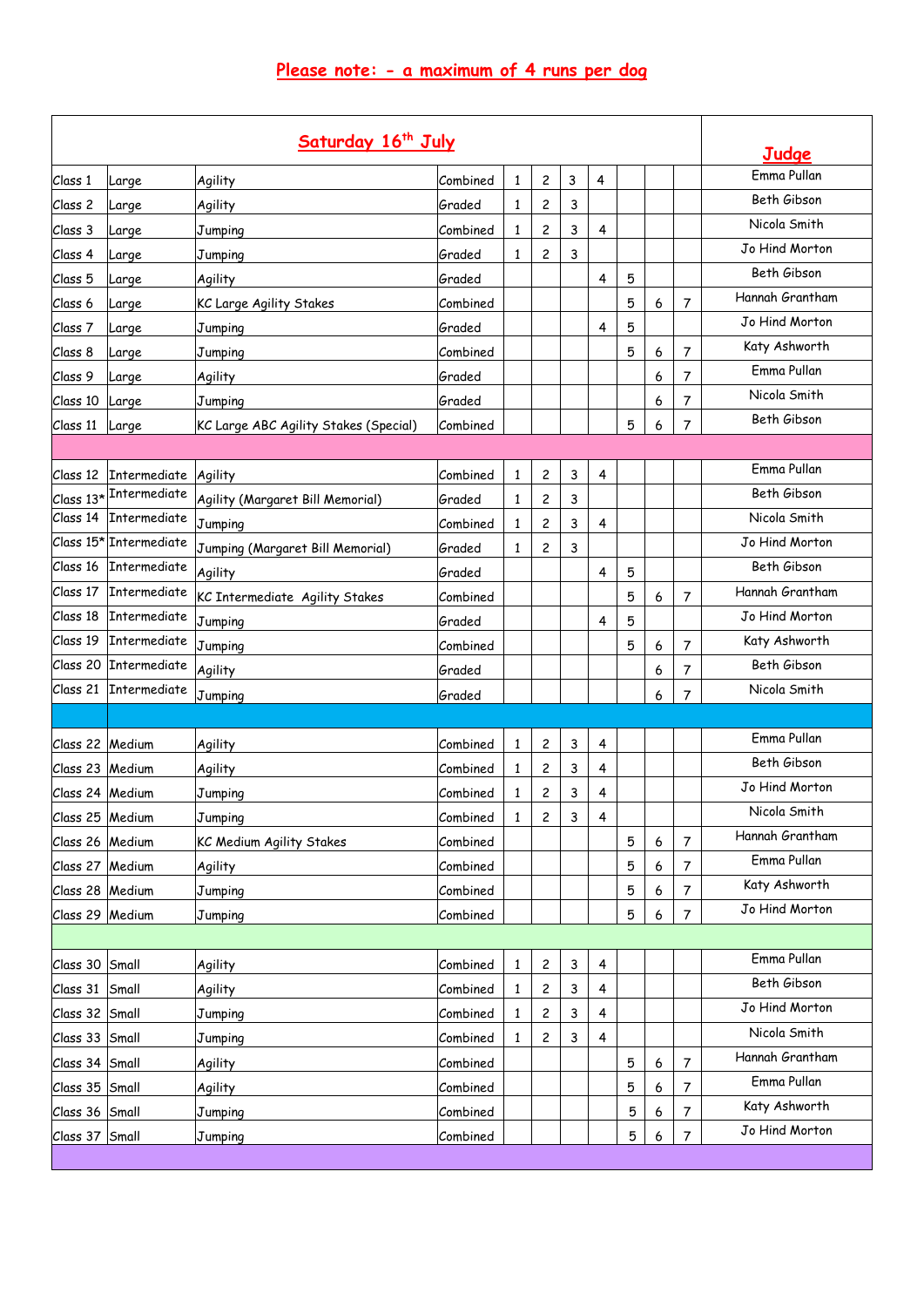**Please note: - a maximum of 4 runs per dog**

| Saturday 16th July | | | | | | | | | | | | Judge |
|---|---|---|---|---|---|---|---|---|---|---|---|---|
| Class 1 | Large | Agility | Combined | 1 | 2 | 3 | 4 | | | | | Emma Pullan |
| Class 2 | Large | Agility | Graded | 1 | 2 | 3 | | | | | | Beth Gibson |
| Class 3 | Large | Jumping | Combined | 1 | 2 | 3 | 4 | | | | | Nicola Smith |
| Class 4 | Large | Jumping | Graded | 1 | 2 | 3 | | | | | | Jo Hind Morton |
| Class 5 | Large | Agility | Graded | | | | 4 | 5 | | | | Beth Gibson |
| Class 6 | Large | KC Large Agility Stakes | Combined | | | | | 5 | 6 | 7 | | Hannah Grantham |
| Class 7 | Large | Jumping | Graded | | | | 4 | 5 | | | | Jo Hind Morton |
| Class 8 | Large | Jumping | Combined | | | | | 5 | 6 | 7 | | Katy Ashworth |
| Class 9 | Large | Agility | Graded | | | | | | 6 | 7 | | Emma Pullan |
| Class 10 | Large | Jumping | Graded | | | | | | 6 | 7 | | Nicola Smith |
| Class 11 | Large | KC Large ABC Agility Stakes (Special) | Combined | | | | | 5 | 6 | 7 | | Beth Gibson |
| | | | | | | | | | | | | |
| Class 12 | Intermediate | Agility | Combined | 1 | 2 | 3 | 4 | | | | | Emma Pullan |
| Class 13* | Intermediate | Agility (Margaret Bill Memorial) | Graded | 1 | 2 | 3 | | | | | | Beth Gibson |
| Class 14 | Intermediate | Jumping | Combined | 1 | 2 | 3 | 4 | | | | | Nicola Smith |
| Class 15* | Intermediate | Jumping (Margaret Bill Memorial) | Graded | 1 | 2 | 3 | | | | | | Jo Hind Morton |
| Class 16 | Intermediate | Agility | Graded | | | | 4 | 5 | | | | Beth Gibson |
| Class 17 | Intermediate | KC Intermediate Agility Stakes | Combined | | | | | 5 | 6 | 7 | | Hannah Grantham |
| Class 18 | Intermediate | Jumping | Graded | | | | 4 | 5 | | | | Jo Hind Morton |
| Class 19 | Intermediate | Jumping | Combined | | | | | 5 | 6 | 7 | | Katy Ashworth |
| Class 20 | Intermediate | Agility | Graded | | | | | | 6 | 7 | | Beth Gibson |
| Class 21 | Intermediate | Jumping | Graded | | | | | | 6 | 7 | | Nicola Smith |
| | | | | | | | | | | | | |
| Class 22 | Medium | Agility | Combined | 1 | 2 | 3 | 4 | | | | | Emma Pullan |
| Class 23 | Medium | Agility | Combined | 1 | 2 | 3 | 4 | | | | | Beth Gibson |
| Class 24 | Medium | Jumping | Combined | 1 | 2 | 3 | 4 | | | | | Jo Hind Morton |
| Class 25 | Medium | Jumping | Combined | 1 | 2 | 3 | 4 | | | | | Nicola Smith |
| Class 26 | Medium | KC Medium Agility Stakes | Combined | | | | | 5 | 6 | 7 | | Hannah Grantham |
| Class 27 | Medium | Agility | Combined | | | | | 5 | 6 | 7 | | Emma Pullan |
| Class 28 | Medium | Jumping | Combined | | | | | 5 | 6 | 7 | | Katy Ashworth |
| Class 29 | Medium | Jumping | Combined | | | | | 5 | 6 | 7 | | Jo Hind Morton |
| | | | | | | | | | | | | |
| Class 30 | Small | Agility | Combined | 1 | 2 | 3 | 4 | | | | | Emma Pullan |
| Class 31 | Small | Agility | Combined | 1 | 2 | 3 | 4 | | | | | Beth Gibson |
| Class 32 | Small | Jumping | Combined | 1 | 2 | 3 | 4 | | | | | Jo Hind Morton |
| Class 33 | Small | Jumping | Combined | 1 | 2 | 3 | 4 | | | | | Nicola Smith |
| Class 34 | Small | Agility | Combined | | | | | 5 | 6 | 7 | | Hannah Grantham |
| Class 35 | Small | Agility | Combined | | | | | 5 | 6 | 7 | | Emma Pullan |
| Class 36 | Small | Jumping | Combined | | | | | 5 | 6 | 7 | | Katy Ashworth |
| Class 37 | Small | Jumping | Combined | | | | | 5 | 6 | 7 | | Jo Hind Morton |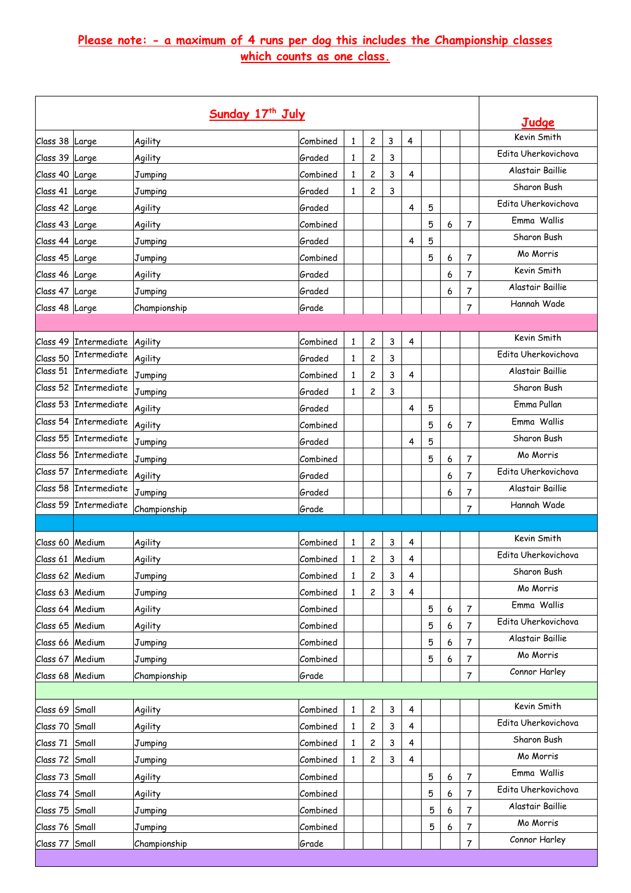**Please note: - a maximum of 4 runs per dog this includes the Championship classes which counts as one class.**

| Sunday 17th July | | | | | | | | | | | | Judge |
|---|---|---|---|---|---|---|---|---|---|---|---|---|
| Class 38 | Large | Agility | Combined | 1 | 2 | 3 | 4 | | | | | Kevin Smith |
| Class 39 | Large | Agility | Graded | 1 | 2 | 3 | | | | | | Edita Uherkovichova |
| Class 40 | Large | Jumping | Combined | 1 | 2 | 3 | 4 | | | | | Alastair Baillie |
| Class 41 | Large | Jumping | Graded | 1 | 2 | 3 | | | | | | Sharon Bush |
| Class 42 | Large | Agility | Graded | | | | 4 | 5 | | | | Edita Uherkovichova |
| Class 43 | Large | Agility | Combined | | | | | 5 | 6 | 7 | | Emma Wallis |
| Class 44 | Large | Jumping | Graded | | | | 4 | 5 | | | | Sharon Bush |
| Class 45 | Large | Jumping | Combined | | | | | 5 | 6 | 7 | | Mo Morris |
| Class 46 | Large | Agility | Graded | | | | | | 6 | 7 | | Kevin Smith |
| Class 47 | Large | Jumping | Graded | | | | | | 6 | 7 | | Alastair Baillie |
| Class 48 | Large | Championship | Grade | | | | | | | 7 | | Hannah Wade |
| | | | | | | | | | | | | |
| Class 49 | Intermediate | Agility | Combined | 1 | 2 | 3 | 4 | | | | | Kevin Smith |
| Class 50 | Intermediate | Agility | Graded | 1 | 2 | 3 | | | | | | Edita Uherkovichova |
| Class 51 | Intermediate | Jumping | Combined | 1 | 2 | 3 | 4 | | | | | Alastair Baillie |
| Class 52 | Intermediate | Jumping | Graded | 1 | 2 | 3 | | | | | | Sharon Bush |
| Class 53 | Intermediate | Agility | Graded | | | | 4 | 5 | | | | Emma Pullan |
| Class 54 | Intermediate | Agility | Combined | | | | | 5 | 6 | 7 | | Emma Wallis |
| Class 55 | Intermediate | Jumping | Graded | | | | 4 | 5 | | | | Sharon Bush |
| Class 56 | Intermediate | Jumping | Combined | | | | | 5 | 6 | 7 | | Mo Morris |
| Class 57 | Intermediate | Agility | Graded | | | | | | 6 | 7 | | Edita Uherkovichova |
| Class 58 | Intermediate | Jumping | Graded | | | | | | 6 | 7 | | Alastair Baillie |
| Class 59 | Intermediate | Championship | Grade | | | | | | | 7 | | Hannah Wade |
| | | | | | | | | | | | | |
| Class 60 | Medium | Agility | Combined | 1 | 2 | 3 | 4 | | | | | Kevin Smith |
| Class 61 | Medium | Agility | Combined | 1 | 2 | 3 | 4 | | | | | Edita Uherkovichova |
| Class 62 | Medium | Jumping | Combined | 1 | 2 | 3 | 4 | | | | | Sharon Bush |
| Class 63 | Medium | Jumping | Combined | 1 | 2 | 3 | 4 | | | | | Mo Morris |
| Class 64 | Medium | Agility | Combined | | | | | 5 | 6 | 7 | | Emma Wallis |
| Class 65 | Medium | Agility | Combined | | | | | 5 | 6 | 7 | | Edita Uherkovichova |
| Class 66 | Medium | Jumping | Combined | | | | | 5 | 6 | 7 | | Alastair Baillie |
| Class 67 | Medium | Jumping | Combined | | | | | 5 | 6 | 7 | | Mo Morris |
| Class 68 | Medium | Championship | Grade | | | | | | | 7 | | Connor Harley |
| | | | | | | | | | | | | |
| Class 69 | Small | Agility | Combined | 1 | 2 | 3 | 4 | | | | | Kevin Smith |
| Class 70 | Small | Agility | Combined | 1 | 2 | 3 | 4 | | | | | Edita Uherkovichova |
| Class 71 | Small | Jumping | Combined | 1 | 2 | 3 | 4 | | | | | Sharon Bush |
| Class 72 | Small | Jumping | Combined | 1 | 2 | 3 | 4 | | | | | Mo Morris |
| Class 73 | Small | Agility | Combined | | | | | 5 | 6 | 7 | | Emma Wallis |
| Class 74 | Small | Agility | Combined | | | | | 5 | 6 | 7 | | Edita Uherkovichova |
| Class 75 | Small | Jumping | Combined | | | | | 5 | 6 | 7 | | Alastair Baillie |
| Class 76 | Small | Jumping | Combined | | | | | 5 | 6 | 7 | | Mo Morris |
| Class 77 | Small | Championship | Grade | | | | | | | 7 | | Connor Harley |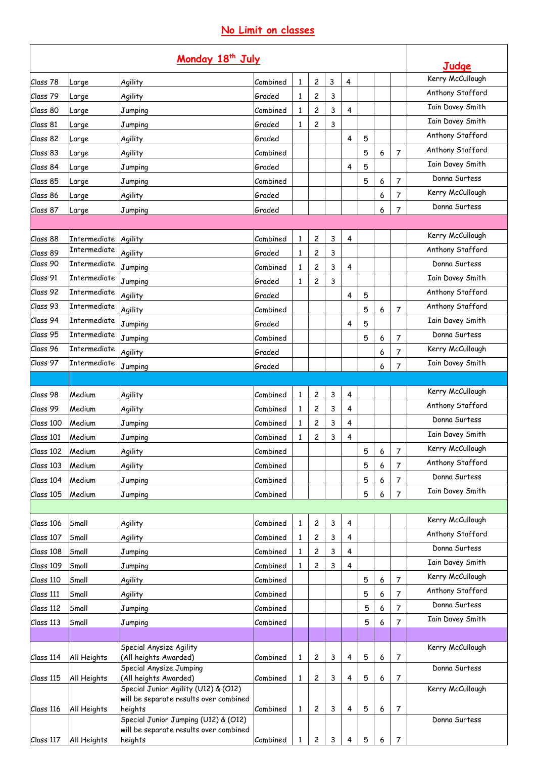# No Limit on classes

| Monday 18th July | | | | | | | | | | | | Judge |
|---|---|---|---|---|---|---|---|---|---|---|---|---|
| Class 78 | Large | Agility | Combined | 1 | 2 | 3 | 4 | | | | | Kerry McCullough |
| Class 79 | Large | Agility | Graded | 1 | 2 | 3 | | | | | | Anthony Stafford |
| Class 80 | Large | Jumping | Combined | 1 | 2 | 3 | 4 | | | | | Iain Davey Smith |
| Class 81 | Large | Jumping | Graded | 1 | 2 | 3 | | | | | | Iain Davey Smith |
| Class 82 | Large | Agility | Graded | | | | 4 | 5 | | | | Anthony Stafford |
| Class 83 | Large | Agility | Combined | | | | | 5 | 6 | 7 | | Anthony Stafford |
| Class 84 | Large | Jumping | Graded | | | | 4 | 5 | | | | Iain Davey Smith |
| Class 85 | Large | Jumping | Combined | | | | | 5 | 6 | 7 | | Donna Surtess |
| Class 86 | Large | Agility | Graded | | | | | | 6 | 7 | | Kerry McCullough |
| Class 87 | Large | Jumping | Graded | | | | | | 6 | 7 | | Donna Surtess |
| | | | | | | | | | | | | |
| Class 88 | Intermediate | Agility | Combined | 1 | 2 | 3 | 4 | | | | | Kerry McCullough |
| Class 89 | Intermediate | Agility | Graded | 1 | 2 | 3 | | | | | | Anthony Stafford |
| Class 90 | Intermediate | Jumping | Combined | 1 | 2 | 3 | 4 | | | | | Donna Surtess |
| Class 91 | Intermediate | Jumping | Graded | 1 | 2 | 3 | | | | | | Iain Davey Smith |
| Class 92 | Intermediate | Agility | Graded | | | | 4 | 5 | | | | Anthony Stafford |
| Class 93 | Intermediate | Agility | Combined | | | | | 5 | 6 | 7 | | Anthony Stafford |
| Class 94 | Intermediate | Jumping | Graded | | | | 4 | 5 | | | | Iain Davey Smith |
| Class 95 | Intermediate | Jumping | Combined | | | | | 5 | 6 | 7 | | Donna Surtess |
| Class 96 | Intermediate | Agility | Graded | | | | | | 6 | 7 | | Kerry McCullough |
| Class 97 | Intermediate | Jumping | Graded | | | | | | 6 | 7 | | Iain Davey Smith |
| | | | | | | | | | | | | |
| Class 98 | Medium | Agility | Combined | 1 | 2 | 3 | 4 | | | | | Kerry McCullough |
| Class 99 | Medium | Agility | Combined | 1 | 2 | 3 | 4 | | | | | Anthony Stafford |
| Class 100 | Medium | Jumping | Combined | 1 | 2 | 3 | 4 | | | | | Donna Surtess |
| Class 101 | Medium | Jumping | Combined | 1 | 2 | 3 | 4 | | | | | Iain Davey Smith |
| Class 102 | Medium | Agility | Combined | | | | | 5 | 6 | 7 | | Kerry McCullough |
| Class 103 | Medium | Agility | Combined | | | | | 5 | 6 | 7 | | Anthony Stafford |
| Class 104 | Medium | Jumping | Combined | | | | | 5 | 6 | 7 | | Donna Surtess |
| Class 105 | Medium | Jumping | Combined | | | | | 5 | 6 | 7 | | Iain Davey Smith |
| | | | | | | | | | | | | |
| Class 106 | Small | Agility | Combined | 1 | 2 | 3 | 4 | | | | | Kerry McCullough |
| Class 107 | Small | Agility | Combined | 1 | 2 | 3 | 4 | | | | | Anthony Stafford |
| Class 108 | Small | Jumping | Combined | 1 | 2 | 3 | 4 | | | | | Donna Surtess |
| Class 109 | Small | Jumping | Combined | 1 | 2 | 3 | 4 | | | | | Iain Davey Smith |
| Class 110 | Small | Agility | Combined | | | | | 5 | 6 | 7 | | Kerry McCullough |
| Class 111 | Small | Agility | Combined | | | | | 5 | 6 | 7 | | Anthony Stafford |
| Class 112 | Small | Jumping | Combined | | | | | 5 | 6 | 7 | | Donna Surtess |
| Class 113 | Small | Jumping | Combined | | | | | 5 | 6 | 7 | | Iain Davey Smith |
| | | | | | | | | | | | | |
| Class 114 | All Heights | Special Anysize Agility (All heights Awarded) | Combined | 1 | 2 | 3 | 4 | 5 | 6 | 7 | | Kerry McCullough |
| Class 115 | All Heights | Special Anysize Jumping (All heights Awarded) | Combined | 1 | 2 | 3 | 4 | 5 | 6 | 7 | | Donna Surtess |
| Class 116 | All Heights | Special Junior Agility (U12) & (O12) will be separate results over combined heights | Combined | 1 | 2 | 3 | 4 | 5 | 6 | 7 | | Kerry McCullough |
| Class 117 | All Heights | Special Junior Jumping (U12) & (O12) will be separate results over combined heights | Combined | 1 | 2 | 3 | 4 | 5 | 6 | 7 | | Donna Surtess |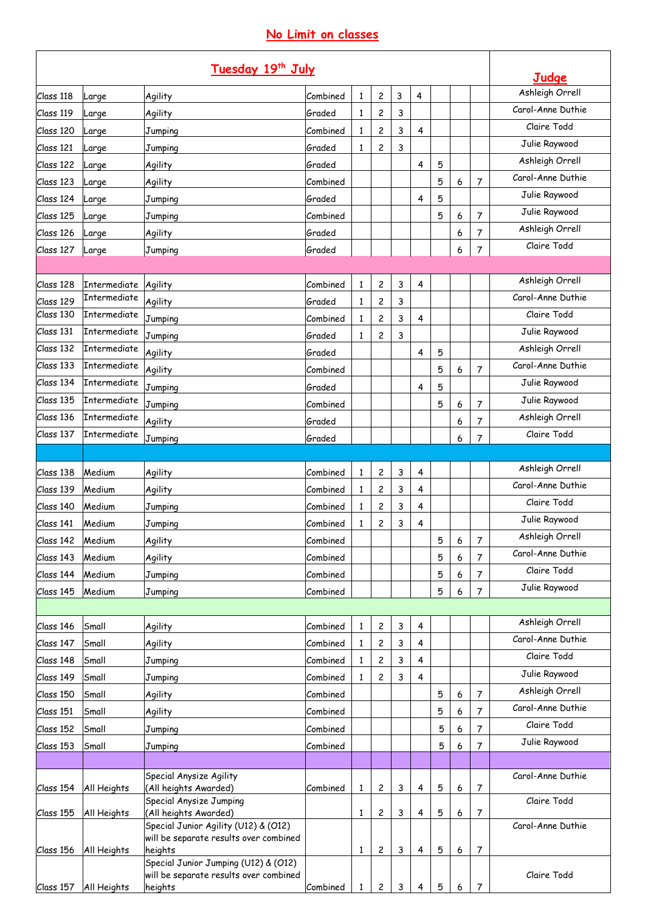# No Limit on classes

| Tuesday 19th July | | | | | | | | | | | Judge |
|---|---|---|---|---|---|---|---|---|---|---|---|
| Class 118 | Large | Agility | Combined | 1 | 2 | 3 | 4 | | | | Ashleigh Orrell |
| Class 119 | Large | Agility | Graded | 1 | 2 | 3 | | | | | Carol-Anne Duthie |
| Class 120 | Large | Jumping | Combined | 1 | 2 | 3 | 4 | | | | Claire Todd |
| Class 121 | Large | Jumping | Graded | 1 | 2 | 3 | | | | | Julie Raywood |
| Class 122 | Large | Agility | Graded | | | | 4 | 5 | | | Ashleigh Orrell |
| Class 123 | Large | Agility | Combined | | | | | 5 | 6 | 7 | Carol-Anne Duthie |
| Class 124 | Large | Jumping | Graded | | | | 4 | 5 | | | Julie Raywood |
| Class 125 | Large | Jumping | Combined | | | | | 5 | 6 | 7 | Julie Raywood |
| Class 126 | Large | Agility | Graded | | | | | | 6 | 7 | Ashleigh Orrell |
| Class 127 | Large | Jumping | Graded | | | | | | 6 | 7 | Claire Todd |
| | | | | | | | | | | | |
| Class 128 | Intermediate | Agility | Combined | 1 | 2 | 3 | 4 | | | | Ashleigh Orrell |
| Class 129 | Intermediate | Agility | Graded | 1 | 2 | 3 | | | | | Carol-Anne Duthie |
| Class 130 | Intermediate | Jumping | Combined | 1 | 2 | 3 | 4 | | | | Claire Todd |
| Class 131 | Intermediate | Jumping | Graded | 1 | 2 | 3 | | | | | Julie Raywood |
| Class 132 | Intermediate | Agility | Graded | | | | 4 | 5 | | | Ashleigh Orrell |
| Class 133 | Intermediate | Agility | Combined | | | | | 5 | 6 | 7 | Carol-Anne Duthie |
| Class 134 | Intermediate | Jumping | Graded | | | | 4 | 5 | | | Julie Raywood |
| Class 135 | Intermediate | Jumping | Combined | | | | | 5 | 6 | 7 | Julie Raywood |
| Class 136 | Intermediate | Agility | Graded | | | | | | 6 | 7 | Ashleigh Orrell |
| Class 137 | Intermediate | Jumping | Graded | | | | | | 6 | 7 | Claire Todd |
| | | | | | | | | | | | |
| Class 138 | Medium | Agility | Combined | 1 | 2 | 3 | 4 | | | | Ashleigh Orrell |
| Class 139 | Medium | Agility | Combined | 1 | 2 | 3 | 4 | | | | Carol-Anne Duthie |
| Class 140 | Medium | Jumping | Combined | 1 | 2 | 3 | 4 | | | | Claire Todd |
| Class 141 | Medium | Jumping | Combined | 1 | 2 | 3 | 4 | | | | Julie Raywood |
| Class 142 | Medium | Agility | Combined | | | | | 5 | 6 | 7 | Ashleigh Orrell |
| Class 143 | Medium | Agility | Combined | | | | | 5 | 6 | 7 | Carol-Anne Duthie |
| Class 144 | Medium | Jumping | Combined | | | | | 5 | 6 | 7 | Claire Todd |
| Class 145 | Medium | Jumping | Combined | | | | | 5 | 6 | 7 | Julie Raywood |
| | | | | | | | | | | | |
| Class 146 | Small | Agility | Combined | 1 | 2 | 3 | 4 | | | | Ashleigh Orrell |
| Class 147 | Small | Agility | Combined | 1 | 2 | 3 | 4 | | | | Carol-Anne Duthie |
| Class 148 | Small | Jumping | Combined | 1 | 2 | 3 | 4 | | | | Claire Todd |
| Class 149 | Small | Jumping | Combined | 1 | 2 | 3 | 4 | | | | Julie Raywood |
| Class 150 | Small | Agility | Combined | | | | | 5 | 6 | 7 | Ashleigh Orrell |
| Class 151 | Small | Agility | Combined | | | | | 5 | 6 | 7 | Carol-Anne Duthie |
| Class 152 | Small | Jumping | Combined | | | | | 5 | 6 | 7 | Claire Todd |
| Class 153 | Small | Jumping | Combined | | | | | 5 | 6 | 7 | Julie Raywood |
| | | | | | | | | | | | |
| Class 154 | All Heights | Special Anysize Agility (All heights Awarded) | Combined | 1 | 2 | 3 | 4 | 5 | 6 | 7 | Carol-Anne Duthie |
| Class 155 | All Heights | Special Anysize Jumping (All heights Awarded) | | 1 | 2 | 3 | 4 | 5 | 6 | 7 | Claire Todd |
| Class 156 | All Heights | Special Junior Agility (U12) & (O12) will be separate results over combined heights | | 1 | 2 | 3 | 4 | 5 | 6 | 7 | Carol-Anne Duthie |
| Class 157 | All Heights | Special Junior Jumping (U12) & (O12) will be separate results over combined heights | Combined | 1 | 2 | 3 | 4 | 5 | 6 | 7 | Claire Todd |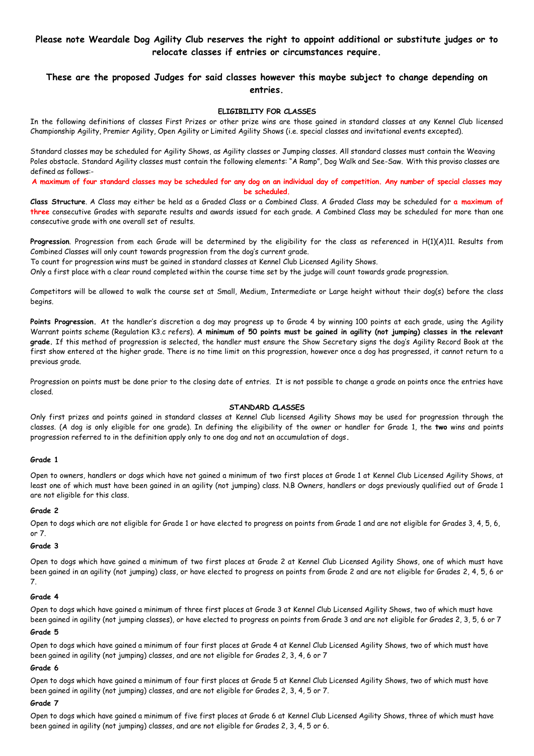**Please note Weardale Dog Agility Club reserves the right to appoint additional or substitute judges or to relocate classes if entries or circumstances require.**

**These are the proposed Judges for said classes however this maybe subject to change depending on entries.**

## ELIGIBILITY FOR CLASSES

In the following definitions of classes First Prizes or other prize wins are those gained in standard classes at any Kennel Club licensed Championship Agility, Premier Agility, Open Agility or Limited Agility Shows (i.e. special classes and invitational events excepted).

Standard classes may be scheduled for Agility Shows, as Agility classes or Jumping classes. All standard classes must contain the Weaving Poles obstacle. Standard Agility classes must contain the following elements: "A Ramp", Dog Walk and See-Saw. With this proviso classes are defined as follows:-

**A maximum of four standard classes may be scheduled for any dog on an individual day of competition. Any number of special classes may be scheduled.**

**Class Structure**. A Class may either be held as a Graded Class or a Combined Class. A Graded Class may be scheduled for **a maximum of three** consecutive Grades with separate results and awards issued for each grade. A Combined Class may be scheduled for more than one consecutive grade with one overall set of results.

**Progression**. Progression from each Grade will be determined by the eligibility for the class as referenced in H(1)(A)11. Results from Combined Classes will only count towards progression from the dog's current grade.

To count for progression wins must be gained in standard classes at Kennel Club Licensed Agility Shows.

Only a first place with a clear round completed within the course time set by the judge will count towards grade progression.

Competitors will be allowed to walk the course set at Small, Medium, Intermediate or Large height without their dog(s) before the class begins.

**Points Progression.** At the handler's discretion a dog may progress up to Grade 4 by winning 100 points at each grade, using the Agility Warrant points scheme (Regulation K3.c refers). **A minimum of 50 points must be gained in agility (not jumping) classes in the relevant grade.** If this method of progression is selected, the handler must ensure the Show Secretary signs the dog's Agility Record Book at the first show entered at the higher grade. There is no time limit on this progression, however once a dog has progressed, it cannot return to a previous grade.

Progression on points must be done prior to the closing date of entries. It is not possible to change a grade on points once the entries have closed.

## STANDARD CLASSES

Only first prizes and points gained in standard classes at Kennel Club licensed Agility Shows may be used for progression through the classes. (A dog is only eligible for one grade). In defining the eligibility of the owner or handler for Grade 1, the **two** wins and points progression referred to in the definition apply only to one dog and not an accumulation of dogs**.**

### Grade 1

Open to owners, handlers or dogs which have not gained a minimum of two first places at Grade 1 at Kennel Club Licensed Agility Shows, at least one of which must have been gained in an agility (not jumping) class. N.B Owners, handlers or dogs previously qualified out of Grade 1 are not eligible for this class.

### Grade 2

Open to dogs which are not eligible for Grade 1 or have elected to progress on points from Grade 1 and are not eligible for Grades 3, 4, 5, 6, or 7.

### Grade 3

Open to dogs which have gained a minimum of two first places at Grade 2 at Kennel Club Licensed Agility Shows, one of which must have been gained in an agility (not jumping) class, or have elected to progress on points from Grade 2 and are not eligible for Grades 2, 4, 5, 6 or 7.

### Grade 4

Open to dogs which have gained a minimum of three first places at Grade 3 at Kennel Club Licensed Agility Shows, two of which must have been gained in agility (not jumping classes), or have elected to progress on points from Grade 3 and are not eligible for Grades 2, 3, 5, 6 or 7

### Grade 5

Open to dogs which have gained a minimum of four first places at Grade 4 at Kennel Club Licensed Agility Shows, two of which must have been gained in agility (not jumping) classes, and are not eligible for Grades 2, 3, 4, 6 or 7

### Grade 6

Open to dogs which have gained a minimum of four first places at Grade 5 at Kennel Club Licensed Agility Shows, two of which must have been gained in agility (not jumping) classes, and are not eligible for Grades 2, 3, 4, 5 or 7.

### Grade 7

Open to dogs which have gained a minimum of five first places at Grade 6 at Kennel Club Licensed Agility Shows, three of which must have been gained in agility (not jumping) classes, and are not eligible for Grades 2, 3, 4, 5 or 6.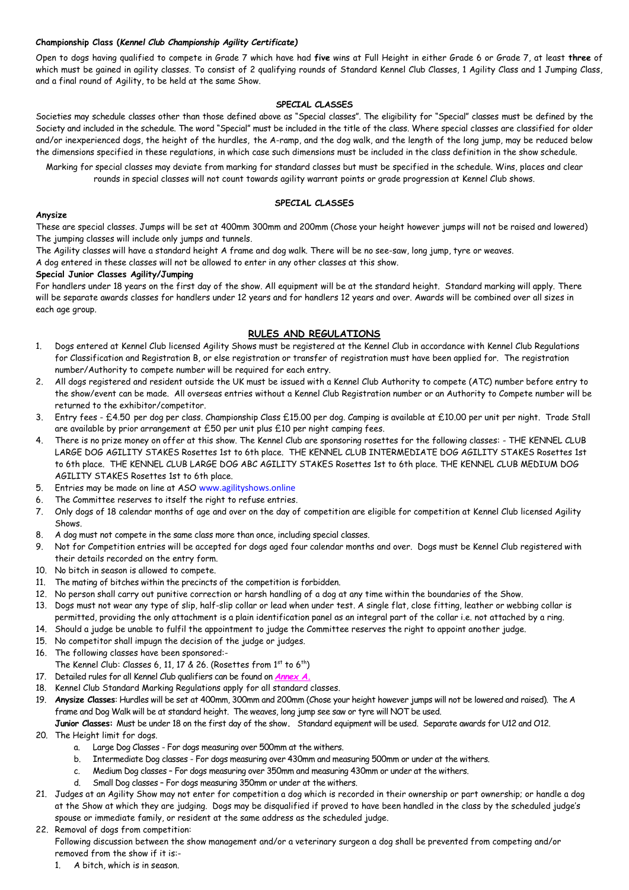**Championship Class (*Kennel Club Championship Agility Certificate*)**

Open to dogs having qualified to compete in Grade 7 which have had **five** wins at Full Height in either Grade 6 or Grade 7, at least **three** of which must be gained in agility classes. To consist of 2 qualifying rounds of Standard Kennel Club Classes, 1 Agility Class and 1 Jumping Class, and a final round of Agility, to be held at the same Show.

**SPECIAL CLASSES**

Societies may schedule classes other than those defined above as "Special classes". The eligibility for "Special" classes must be defined by the Society and included in the schedule. The word "Special" must be included in the title of the class. Where special classes are classified for older and/or inexperienced dogs, the height of the hurdles, the A-ramp, and the dog walk, and the length of the long jump, may be reduced below the dimensions specified in these regulations, in which case such dimensions must be included in the class definition in the show schedule.

Marking for special classes may deviate from marking for standard classes but must be specified in the schedule. Wins, places and clear rounds in special classes will not count towards agility warrant points or grade progression at Kennel Club shows.

**SPECIAL CLASSES**

**Anysize**

These are special classes. Jumps will be set at 400mm 300mm and 200mm (Chose your height however jumps will not be raised and lowered) The jumping classes will include only jumps and tunnels.

The Agility classes will have a standard height A frame and dog walk. There will be no see-saw, long jump, tyre or weaves.

A dog entered in these classes will not be allowed to enter in any other classes at this show.

**Special Junior Classes Agility/Jumping**

For handlers under 18 years on the first day of the show. All equipment will be at the standard height. Standard marking will apply. There will be separate awards classes for handlers under 12 years and for handlers 12 years and over. Awards will be combined over all sizes in each age group.

## RULES AND REGULATIONS

1. Dogs entered at Kennel Club licensed Agility Shows must be registered at the Kennel Club in accordance with Kennel Club Regulations for Classification and Registration B, or else registration or transfer of registration must have been applied for. The registration number/Authority to compete number will be required for each entry.
2. All dogs registered and resident outside the UK must be issued with a Kennel Club Authority to compete (ATC) number before entry to the show/event can be made. All overseas entries without a Kennel Club Registration number or an Authority to Compete number will be returned to the exhibitor/competitor.
3. Entry fees - £4.50 per dog per class. Championship Class £15.00 per dog. Camping is available at £10.00 per unit per night. Trade Stall are available by prior arrangement at £50 per unit plus £10 per night camping fees.
4. There is no prize money on offer at this show. The Kennel Club are sponsoring rosettes for the following classes: - THE KENNEL CLUB LARGE DOG AGILITY STAKES Rosettes 1st to 6th place. THE KENNEL CLUB INTERMEDIATE DOG AGILITY STAKES Rosettes 1st to 6th place. THE KENNEL CLUB LARGE DOG ABC AGILITY STAKES Rosettes 1st to 6th place. THE KENNEL CLUB MEDIUM DOG AGILITY STAKES Rosettes 1st to 6th place.
5. Entries may be made on line at ASO www.agilityshows.online
6. The Committee reserves to itself the right to refuse entries.
7. Only dogs of 18 calendar months of age and over on the day of competition are eligible for competition at Kennel Club licensed Agility Shows.
8. A dog must not compete in the same class more than once, including special classes.
9. Not for Competition entries will be accepted for dogs aged four calendar months and over. Dogs must be Kennel Club registered with their details recorded on the entry form.
10. No bitch in season is allowed to compete.
11. The mating of bitches within the precincts of the competition is forbidden.
12. No person shall carry out punitive correction or harsh handling of a dog at any time within the boundaries of the Show.
13. Dogs must not wear any type of slip, half-slip collar or lead when under test. A single flat, close fitting, leather or webbing collar is permitted, providing the only attachment is a plain identification panel as an integral part of the collar i.e. not attached by a ring.
14. Should a judge be unable to fulfil the appointment to judge the Committee reserves the right to appoint another judge.
15. No competitor shall impugn the decision of the judge or judges.
16. The following classes have been sponsored:-
    The Kennel Club: Classes 6, 11, 17 & 26. (Rosettes from 1st to 6th)
17. Detailed rules for all Kennel Club qualifiers can be found on ***Annex A.***
18. Kennel Club Standard Marking Regulations apply for all standard classes.
19. **Anysize Classes**: Hurdles will be set at 400mm, 300mm and 200mm (Chose your height however jumps will not be lowered and raised). The A frame and Dog Walk will be at standard height. The weaves, long jump see saw or tyre will NOT be used.
    **Junior Classes:** Must be under 18 on the first day of the show**.** Standard equipment will be used. Separate awards for U12 and O12.
20. The Height limit for dogs.
    a. Large Dog Classes - For dogs measuring over 500mm at the withers.
    b. Intermediate Dog classes - For dogs measuring over 430mm and measuring 500mm or under at the withers.
    c. Medium Dog classes – For dogs measuring over 350mm and measuring 430mm or under at the withers.
    d. Small Dog classes – For dogs measuring 350mm or under at the withers.
21. Judges at an Agility Show may not enter for competition a dog which is recorded in their ownership or part ownership; or handle a dog at the Show at which they are judging. Dogs may be disqualified if proved to have been handled in the class by the scheduled judge's spouse or immediate family, or resident at the same address as the scheduled judge.
22. Removal of dogs from competition:
    Following discussion between the show management and/or a veterinary surgeon a dog shall be prevented from competing and/or removed from the show if it is:-
    1. A bitch, which is in season.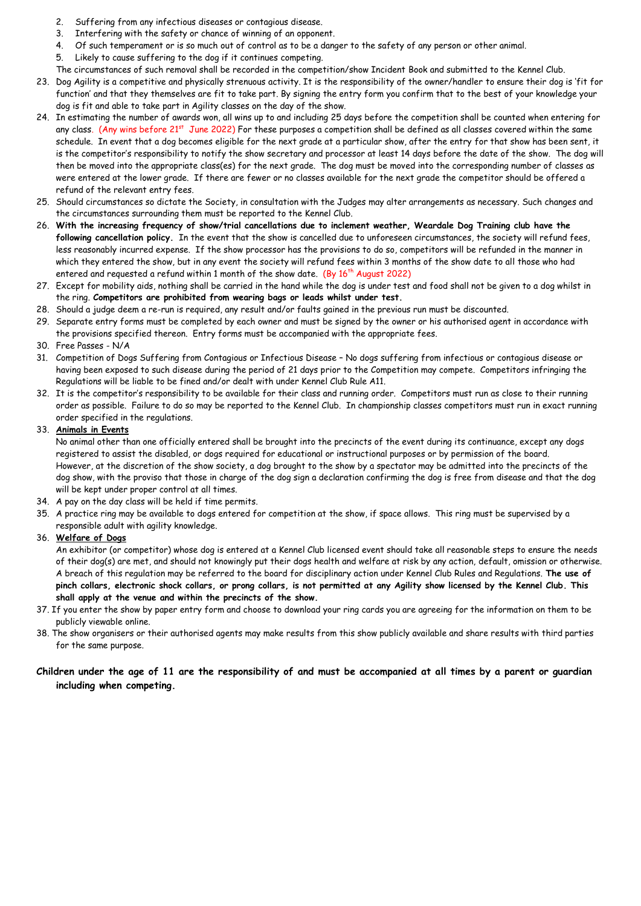2. Suffering from any infectious diseases or contagious disease.
3. Interfering with the safety or chance of winning of an opponent.
4. Of such temperament or is so much out of control as to be a danger to the safety of any person or other animal.
5. Likely to cause suffering to the dog if it continues competing.

The circumstances of such removal shall be recorded in the competition/show Incident Book and submitted to the Kennel Club.

23. Dog Agility is a competitive and physically strenuous activity. It is the responsibility of the owner/handler to ensure their dog is 'fit for function' and that they themselves are fit to take part. By signing the entry form you confirm that to the best of your knowledge your dog is fit and able to take part in Agility classes on the day of the show.
24. In estimating the number of awards won, all wins up to and including 25 days before the competition shall be counted when entering for any class. (Any wins before 21st June 2022) For these purposes a competition shall be defined as all classes covered within the same schedule. In event that a dog becomes eligible for the next grade at a particular show, after the entry for that show has been sent, it is the competitor's responsibility to notify the show secretary and processor at least 14 days before the date of the show. The dog will then be moved into the appropriate class(es) for the next grade. The dog must be moved into the corresponding number of classes as were entered at the lower grade. If there are fewer or no classes available for the next grade the competitor should be offered a refund of the relevant entry fees.
25. Should circumstances so dictate the Society, in consultation with the Judges may alter arrangements as necessary. Such changes and the circumstances surrounding them must be reported to the Kennel Club.
26. **With the increasing frequency of show/trial cancellations due to inclement weather, Weardale Dog Training club have the following cancellation policy.** In the event that the show is cancelled due to unforeseen circumstances, the society will refund fees, less reasonably incurred expense. If the show processor has the provisions to do so, competitors will be refunded in the manner in which they entered the show, but in any event the society will refund fees within 3 months of the show date to all those who had entered and requested a refund within 1 month of the show date. (By 16th August 2022)
27. Except for mobility aids, nothing shall be carried in the hand while the dog is under test and food shall not be given to a dog whilst in the ring. **Competitors are prohibited from wearing bags or leads whilst under test.**
28. Should a judge deem a re-run is required, any result and/or faults gained in the previous run must be discounted.
29. Separate entry forms must be completed by each owner and must be signed by the owner or his authorised agent in accordance with the provisions specified thereon. Entry forms must be accompanied with the appropriate fees.
30. Free Passes - N/A
31. Competition of Dogs Suffering from Contagious or Infectious Disease – No dogs suffering from infectious or contagious disease or having been exposed to such disease during the period of 21 days prior to the Competition may compete. Competitors infringing the Regulations will be liable to be fined and/or dealt with under Kennel Club Rule A11.
32. It is the competitor's responsibility to be available for their class and running order. Competitors must run as close to their running order as possible. Failure to do so may be reported to the Kennel Club. In championship classes competitors must run in exact running order specified in the regulations.
33. **Animals in Events**

    No animal other than one officially entered shall be brought into the precincts of the event during its continuance, except any dogs registered to assist the disabled, or dogs required for educational or instructional purposes or by permission of the board. However, at the discretion of the show society, a dog brought to the show by a spectator may be admitted into the precincts of the dog show, with the proviso that those in charge of the dog sign a declaration confirming the dog is free from disease and that the dog will be kept under proper control at all times.
34. A pay on the day class will be held if time permits.
35. A practice ring may be available to dogs entered for competition at the show, if space allows. This ring must be supervised by a responsible adult with agility knowledge.
36. **Welfare of Dogs**

    An exhibitor (or competitor) whose dog is entered at a Kennel Club licensed event should take all reasonable steps to ensure the needs of their dog(s) are met, and should not knowingly put their dogs health and welfare at risk by any action, default, omission or otherwise. A breach of this regulation may be referred to the board for disciplinary action under Kennel Club Rules and Regulations. **The use of pinch collars, electronic shock collars, or prong collars, is not permitted at any Agility show licensed by the Kennel Club. This shall apply at the venue and within the precincts of the show.**
37. If you enter the show by paper entry form and choose to download your ring cards you are agreeing for the information on them to be publicly viewable online.
38. The show organisers or their authorised agents may make results from this show publicly available and share results with third parties for the same purpose.

**Children under the age of 11 are the responsibility of and must be accompanied at all times by a parent or guardian including when competing.**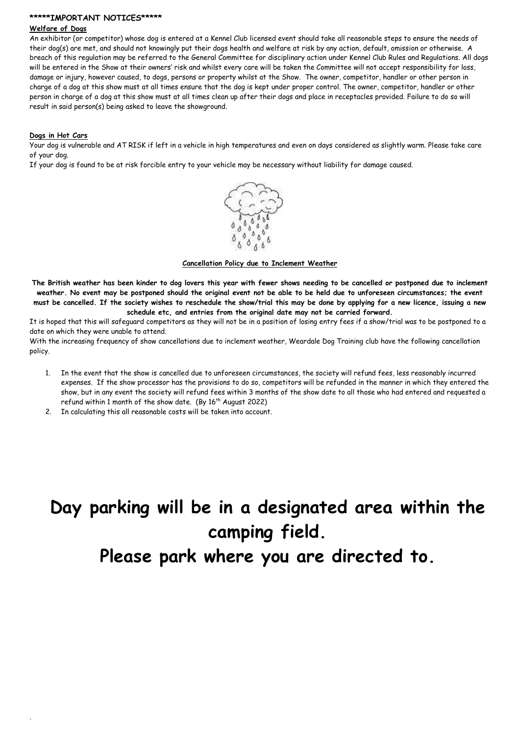**\*\*\*\*\*IMPORTANT NOTICES\*\*\*\*\***

**Welfare of Dogs**

An exhibitor (or competitor) whose dog is entered at a Kennel Club licensed event should take all reasonable steps to ensure the needs of their dog(s) are met, and should not knowingly put their dogs health and welfare at risk by any action, default, omission or otherwise. A breach of this regulation may be referred to the General Committee for disciplinary action under Kennel Club Rules and Regulations. All dogs will be entered in the Show at their owners' risk and whilst every care will be taken the Committee will not accept responsibility for loss, damage or injury, however caused, to dogs, persons or property whilst at the Show. The owner, competitor, handler or other person in charge of a dog at this show must at all times ensure that the dog is kept under proper control. The owner, competitor, handler or other person in charge of a dog at this show must at all times clean up after their dogs and place in receptacles provided. Failure to do so will result in said person(s) being asked to leave the showground.

**Dogs in Hot Cars**

Your dog is vulnerable and AT RISK if left in a vehicle in high temperatures and even on days considered as slightly warm. Please take care of your dog.

If your dog is found to be at risk forcible entry to your vehicle may be necessary without liability for damage caused.

**Cancellation Policy due to Inclement Weather**

**The British weather has been kinder to dog lovers this year with fewer shows needing to be cancelled or postponed due to inclement weather. No event may be postponed should the original event not be able to be held due to unforeseen circumstances; the event must be cancelled. If the society wishes to reschedule the show/trial this may be done by applying for a new licence, issuing a new schedule etc, and entries from the original date may not be carried forward.**

It is hoped that this will safeguard competitors as they will not be in a position of losing entry fees if a show/trial was to be postponed to a date on which they were unable to attend.

With the increasing frequency of show cancellations due to inclement weather, Weardale Dog Training club have the following cancellation policy.

1. In the event that the show is cancelled due to unforeseen circumstances, the society will refund fees, less reasonably incurred expenses. If the show processor has the provisions to do so, competitors will be refunded in the manner in which they entered the show, but in any event the society will refund fees within 3 months of the show date to all those who had entered and requested a refund within 1 month of the show date. (By 16th August 2022)
2. In calculating this all reasonable costs will be taken into account.

# Day parking will be in a designated area within the camping field.

# Please park where you are directed to.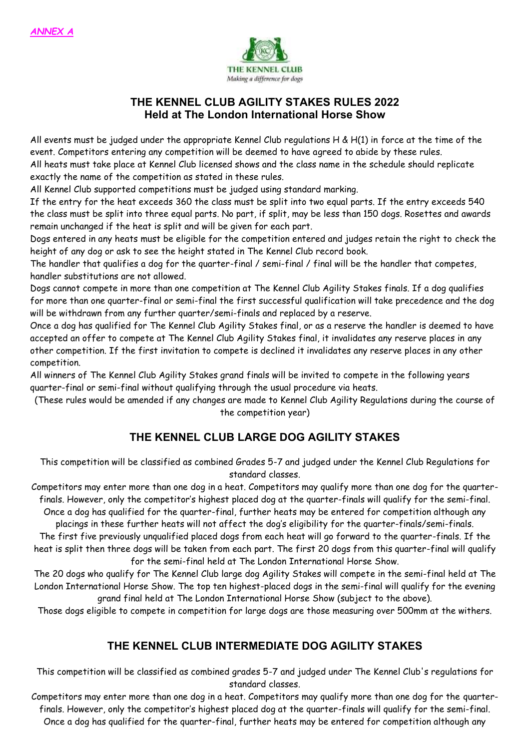***ANNEX A***

## THE KENNEL CLUB AGILITY STAKES RULES 2022
### Held at The London International Horse Show

All events must be judged under the appropriate Kennel Club regulations H & H(1) in force at the time of the event. Competitors entering any competition will be deemed to have agreed to abide by these rules.

All heats must take place at Kennel Club licensed shows and the class name in the schedule should replicate exactly the name of the competition as stated in these rules.

All Kennel Club supported competitions must be judged using standard marking.

If the entry for the heat exceeds 360 the class must be split into two equal parts. If the entry exceeds 540 the class must be split into three equal parts. No part, if split, may be less than 150 dogs. Rosettes and awards remain unchanged if the heat is split and will be given for each part.

Dogs entered in any heats must be eligible for the competition entered and judges retain the right to check the height of any dog or ask to see the height stated in The Kennel Club record book.

The handler that qualifies a dog for the quarter-final / semi-final / final will be the handler that competes, handler substitutions are not allowed.

Dogs cannot compete in more than one competition at The Kennel Club Agility Stakes finals. If a dog qualifies for more than one quarter-final or semi-final the first successful qualification will take precedence and the dog will be withdrawn from any further quarter/semi-finals and replaced by a reserve.

Once a dog has qualified for The Kennel Club Agility Stakes final, or as a reserve the handler is deemed to have accepted an offer to compete at The Kennel Club Agility Stakes final, it invalidates any reserve places in any other competition. If the first invitation to compete is declined it invalidates any reserve places in any other competition.

All winners of The Kennel Club Agility Stakes grand finals will be invited to compete in the following years quarter-final or semi-final without qualifying through the usual procedure via heats.

(These rules would be amended if any changes are made to Kennel Club Agility Regulations during the course of the competition year)

## THE KENNEL CLUB LARGE DOG AGILITY STAKES

This competition will be classified as combined Grades 5-7 and judged under the Kennel Club Regulations for standard classes.

Competitors may enter more than one dog in a heat. Competitors may qualify more than one dog for the quarter-finals. However, only the competitor's highest placed dog at the quarter-finals will qualify for the semi-final. Once a dog has qualified for the quarter-final, further heats may be entered for competition although any placings in these further heats will not affect the dog's eligibility for the quarter-finals/semi-finals.

The first five previously unqualified placed dogs from each heat will go forward to the quarter-finals. If the heat is split then three dogs will be taken from each part. The first 20 dogs from this quarter-final will qualify for the semi-final held at The London International Horse Show.

The 20 dogs who qualify for The Kennel Club large dog Agility Stakes will compete in the semi-final held at The London International Horse Show. The top ten highest-placed dogs in the semi-final will qualify for the evening grand final held at The London International Horse Show (subject to the above).

Those dogs eligible to compete in competition for large dogs are those measuring over 500mm at the withers.

## THE KENNEL CLUB INTERMEDIATE DOG AGILITY STAKES

This competition will be classified as combined grades 5-7 and judged under The Kennel Club's regulations for standard classes.

Competitors may enter more than one dog in a heat. Competitors may qualify more than one dog for the quarter-finals. However, only the competitor's highest placed dog at the quarter-finals will qualify for the semi-final. Once a dog has qualified for the quarter-final, further heats may be entered for competition although any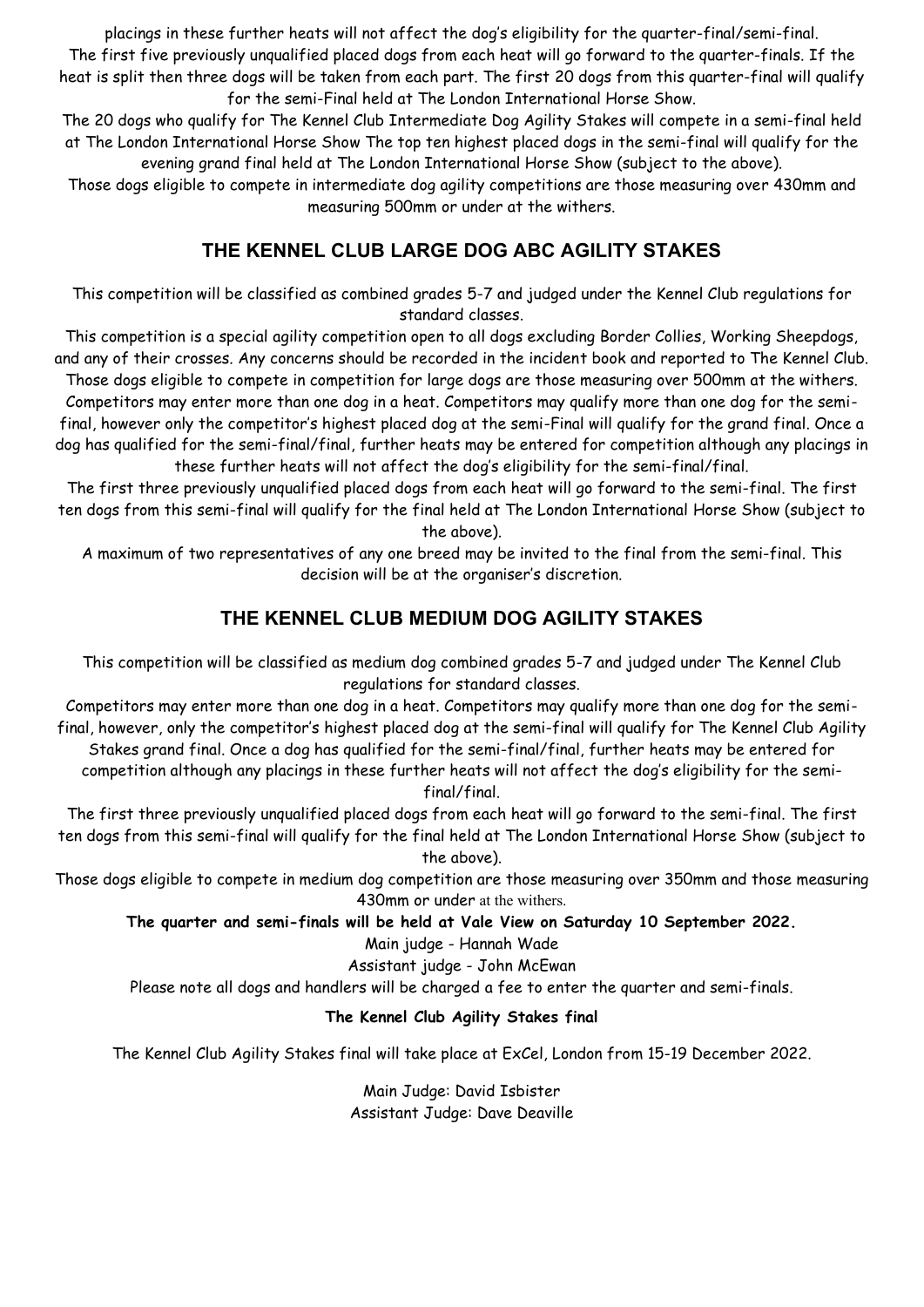placings in these further heats will not affect the dog's eligibility for the quarter-final/semi-final.
The first five previously unqualified placed dogs from each heat will go forward to the quarter-finals. If the heat is split then three dogs will be taken from each part. The first 20 dogs from this quarter-final will qualify for the semi-Final held at The London International Horse Show.
The 20 dogs who qualify for The Kennel Club Intermediate Dog Agility Stakes will compete in a semi-final held at The London International Horse Show The top ten highest placed dogs in the semi-final will qualify for the evening grand final held at The London International Horse Show (subject to the above).
Those dogs eligible to compete in intermediate dog agility competitions are those measuring over 430mm and measuring 500mm or under at the withers.

## THE KENNEL CLUB LARGE DOG ABC AGILITY STAKES

This competition will be classified as combined grades 5-7 and judged under the Kennel Club regulations for standard classes.
This competition is a special agility competition open to all dogs excluding Border Collies, Working Sheepdogs, and any of their crosses. Any concerns should be recorded in the incident book and reported to The Kennel Club.
Those dogs eligible to compete in competition for large dogs are those measuring over 500mm at the withers.
Competitors may enter more than one dog in a heat. Competitors may qualify more than one dog for the semi-final, however only the competitor's highest placed dog at the semi-Final will qualify for the grand final. Once a dog has qualified for the semi-final/final, further heats may be entered for competition although any placings in these further heats will not affect the dog's eligibility for the semi-final/final.
The first three previously unqualified placed dogs from each heat will go forward to the semi-final. The first ten dogs from this semi-final will qualify for the final held at The London International Horse Show (subject to the above).
A maximum of two representatives of any one breed may be invited to the final from the semi-final. This decision will be at the organiser's discretion.

## THE KENNEL CLUB MEDIUM DOG AGILITY STAKES

This competition will be classified as medium dog combined grades 5-7 and judged under The Kennel Club regulations for standard classes.
Competitors may enter more than one dog in a heat. Competitors may qualify more than one dog for the semi-final, however, only the competitor's highest placed dog at the semi-final will qualify for The Kennel Club Agility Stakes grand final. Once a dog has qualified for the semi-final/final, further heats may be entered for competition although any placings in these further heats will not affect the dog's eligibility for the semi-final/final.
The first three previously unqualified placed dogs from each heat will go forward to the semi-final. The first ten dogs from this semi-final will qualify for the final held at The London International Horse Show (subject to the above).
Those dogs eligible to compete in medium dog competition are those measuring over 350mm and those measuring 430mm or under at the withers.

**The quarter and semi-finals will be held at Vale View on Saturday 10 September 2022.**

Main judge - Hannah Wade

Assistant judge - John McEwan

Please note all dogs and handlers will be charged a fee to enter the quarter and semi-finals.

**The Kennel Club Agility Stakes final**

The Kennel Club Agility Stakes final will take place at ExCel, London from 15-19 December 2022.

Main Judge: David Isbister

Assistant Judge: Dave Deaville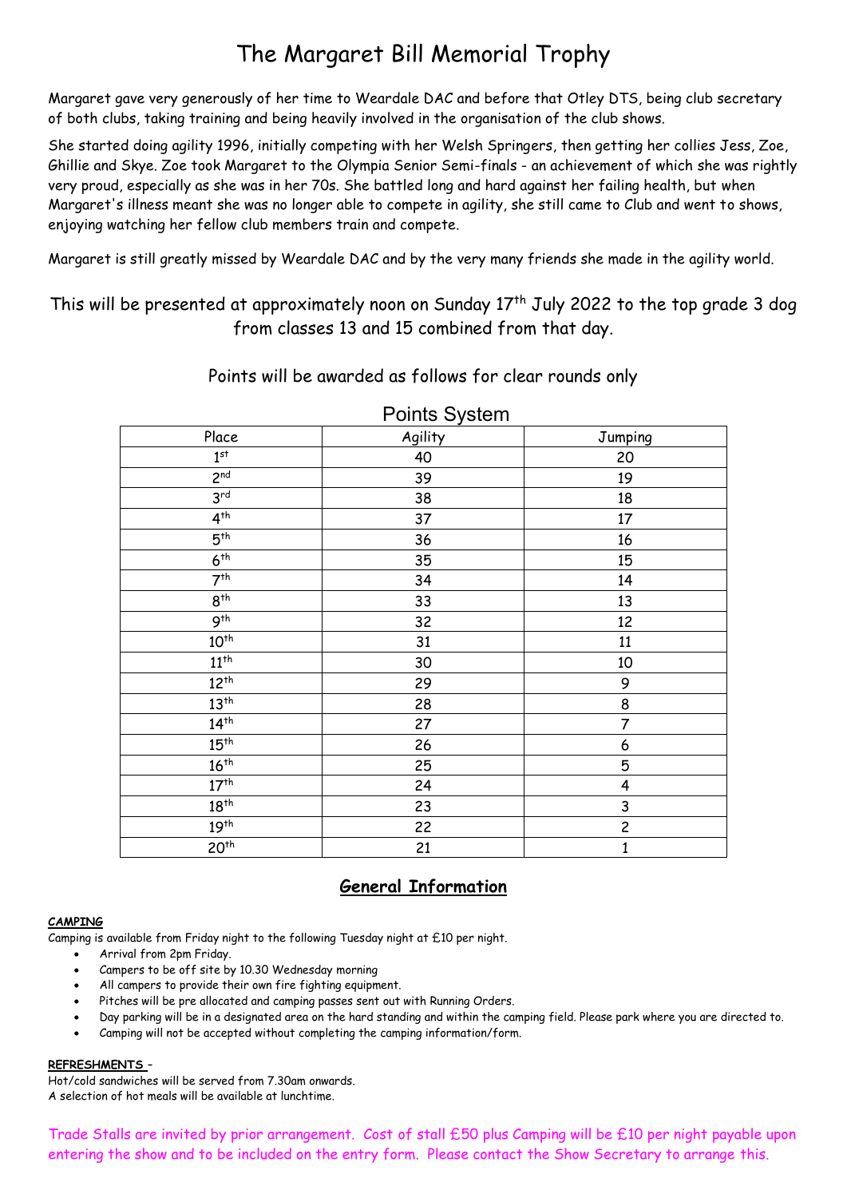# The Margaret Bill Memorial Trophy

Margaret gave very generously of her time to Weardale DAC and before that Otley DTS, being club secretary of both clubs, taking training and being heavily involved in the organisation of the club shows.

She started doing agility 1996, initially competing with her Welsh Springers, then getting her collies Jess, Zoe, Ghillie and Skye. Zoe took Margaret to the Olympia Senior Semi-finals - an achievement of which she was rightly very proud, especially as she was in her 70s. She battled long and hard against her failing health, but when Margaret's illness meant she was no longer able to compete in agility, she still came to Club and went to shows, enjoying watching her fellow club members train and compete.

Margaret is still greatly missed by Weardale DAC and by the very many friends she made in the agility world.

This will be presented at approximately noon on Sunday 17th July 2022 to the top grade 3 dog from classes 13 and 15 combined from that day.

Points will be awarded as follows for clear rounds only

Points System

| Place | Agility | Jumping |
|---|---|---|
| 1st | 40 | 20 |
| 2nd | 39 | 19 |
| 3rd | 38 | 18 |
| 4th | 37 | 17 |
| 5th | 36 | 16 |
| 6th | 35 | 15 |
| 7th | 34 | 14 |
| 8th | 33 | 13 |
| 9th | 32 | 12 |
| 10th | 31 | 11 |
| 11th | 30 | 10 |
| 12th | 29 | 9 |
| 13th | 28 | 8 |
| 14th | 27 | 7 |
| 15th | 26 | 6 |
| 16th | 25 | 5 |
| 17th | 24 | 4 |
| 18th | 23 | 3 |
| 19th | 22 | 2 |
| 20th | 21 | 1 |

## General Information

**CAMPING**

Camping is available from Friday night to the following Tuesday night at £10 per night.

- Arrival from 2pm Friday.
- Campers to be off site by 10.30 Wednesday morning
- All campers to provide their own fire fighting equipment.
- Pitches will be pre allocated and camping passes sent out with Running Orders.
- Day parking will be in a designated area on the hard standing and within the camping field. Please park where you are directed to.
- Camping will not be accepted without completing the camping information/form.

**REFRESHMENTS** –

Hot/cold sandwiches will be served from 7.30am onwards.
A selection of hot meals will be available at lunchtime.

Trade Stalls are invited by prior arrangement. Cost of stall £50 plus Camping will be £10 per night payable upon entering the show and to be included on the entry form. Please contact the Show Secretary to arrange this.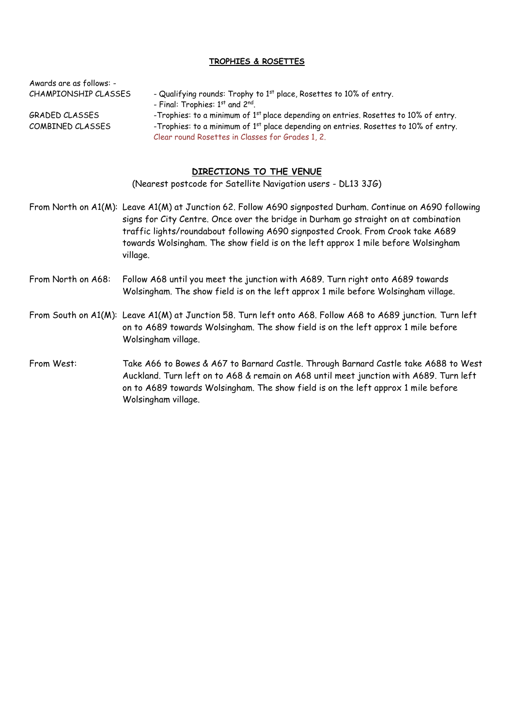## TROPHIES & ROSETTES

Awards are as follows: -

| | |
|---|---|
| CHAMPIONSHIP CLASSES | - Qualifying rounds: Trophy to 1st place, Rosettes to 10% of entry. |
| | - Final: Trophies: 1st and 2nd. |
| GRADED CLASSES | -Trophies: to a minimum of 1st place depending on entries. Rosettes to 10% of entry. |
| COMBINED CLASSES | -Trophies: to a minimum of 1st place depending on entries. Rosettes to 10% of entry. |
| | Clear round Rosettes in Classes for Grades 1, 2. |

## DIRECTIONS TO THE VENUE

(Nearest postcode for Satellite Navigation users - DL13 3JG)

From North on A1(M): Leave A1(M) at Junction 62. Follow A690 signposted Durham. Continue on A690 following signs for City Centre. Once over the bridge in Durham go straight on at combination traffic lights/roundabout following A690 signposted Crook. From Crook take A689 towards Wolsingham. The show field is on the left approx 1 mile before Wolsingham village.

From North on A68: Follow A68 until you meet the junction with A689. Turn right onto A689 towards Wolsingham. The show field is on the left approx 1 mile before Wolsingham village.

From South on A1(M): Leave A1(M) at Junction 58. Turn left onto A68. Follow A68 to A689 junction. Turn left on to A689 towards Wolsingham. The show field is on the left approx 1 mile before Wolsingham village.

From West: Take A66 to Bowes & A67 to Barnard Castle. Through Barnard Castle take A688 to West Auckland. Turn left on to A68 & remain on A68 until meet junction with A689. Turn left on to A689 towards Wolsingham. The show field is on the left approx 1 mile before Wolsingham village.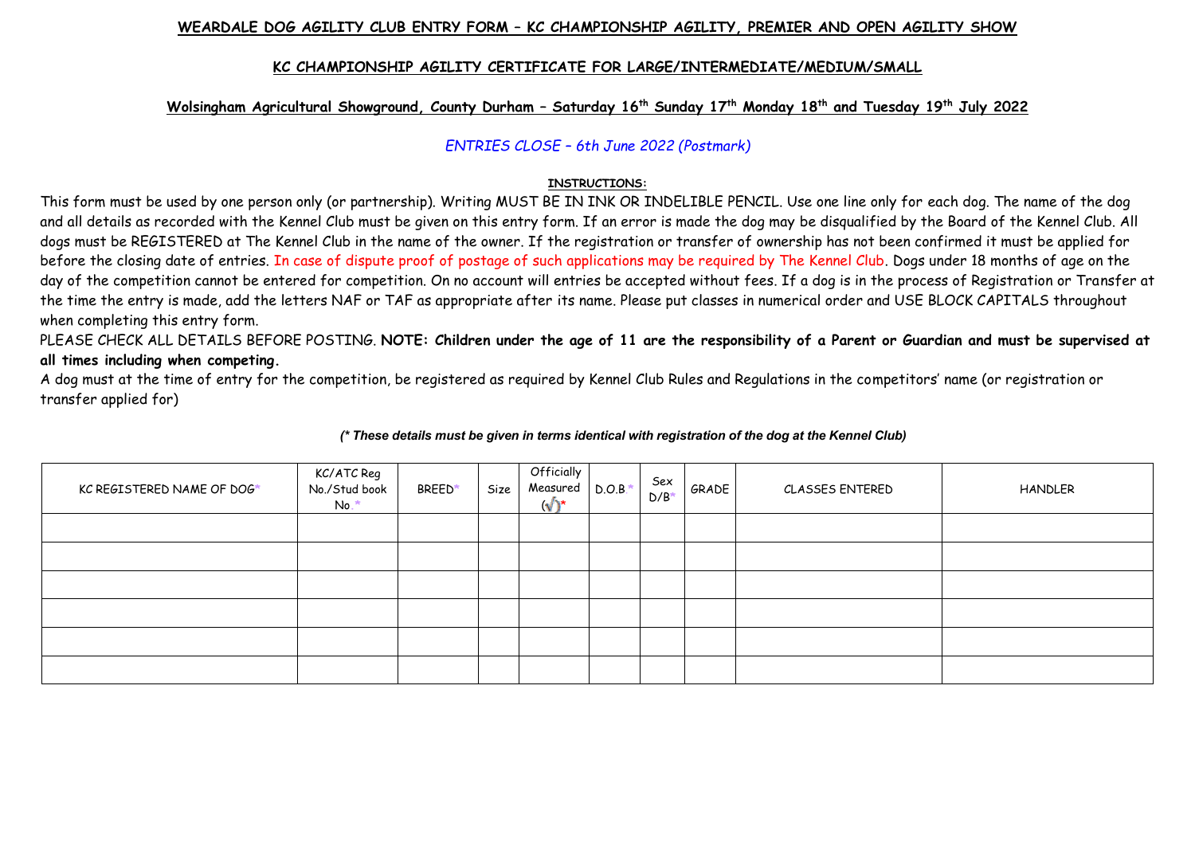**WEARDALE DOG AGILITY CLUB ENTRY FORM – KC CHAMPIONSHIP AGILITY, PREMIER AND OPEN AGILITY SHOW**

**KC CHAMPIONSHIP AGILITY CERTIFICATE FOR LARGE/INTERMEDIATE/MEDIUM/SMALL**

**Wolsingham Agricultural Showground, County Durham – Saturday 16th Sunday 17th Monday 18th and Tuesday 19th July 2022**

*ENTRIES CLOSE – 6th June 2022 (Postmark)*

**INSTRUCTIONS:**

This form must be used by one person only (or partnership). Writing MUST BE IN INK OR INDELIBLE PENCIL. Use one line only for each dog. The name of the dog and all details as recorded with the Kennel Club must be given on this entry form. If an error is made the dog may be disqualified by the Board of the Kennel Club. All dogs must be REGISTERED at The Kennel Club in the name of the owner. If the registration or transfer of ownership has not been confirmed it must be applied for before the closing date of entries. In case of dispute proof of postage of such applications may be required by The Kennel Club. Dogs under 18 months of age on the day of the competition cannot be entered for competition. On no account will entries be accepted without fees. If a dog is in the process of Registration or Transfer at the time the entry is made, add the letters NAF or TAF as appropriate after its name. Please put classes in numerical order and USE BLOCK CAPITALS throughout when completing this entry form.

PLEASE CHECK ALL DETAILS BEFORE POSTING. **NOTE: Children under the age of 11 are the responsibility of a Parent or Guardian and must be supervised at all times including when competing.**

A dog must at the time of entry for the competition, be registered as required by Kennel Club Rules and Regulations in the competitors' name (or registration or transfer applied for)

***(\* These details must be given in terms identical with registration of the dog at the Kennel Club)***

| KC REGISTERED NAME OF DOG* | KC/ATC Reg No./Stud book No.* | BREED* | Size | Officially Measured (√)* | D.O.B.* | Sex D/B* | GRADE | CLASSES ENTERED | HANDLER |
|---|---|---|---|---|---|---|---|---|---|
| | | | | | | | | | |
| | | | | | | | | | |
| | | | | | | | | | |
| | | | | | | | | | |
| | | | | | | | | | |
| | | | | | | | | | |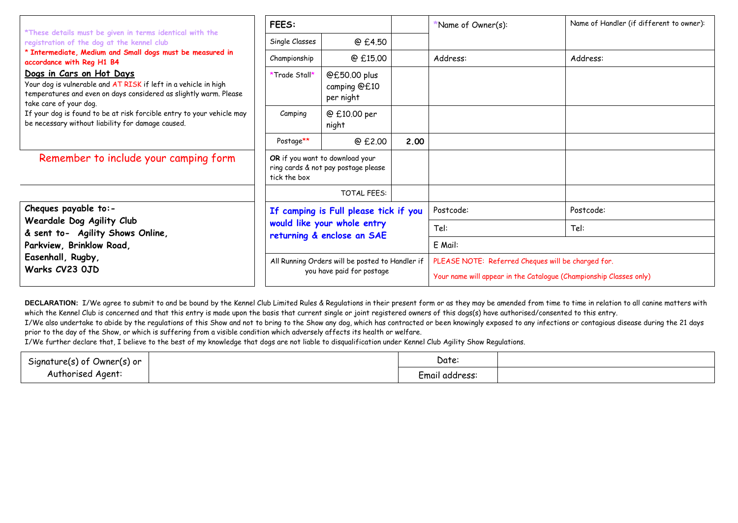*These details must be given in terms identical with the registration of the dog at the kennel club

* Intermediate, Medium and Small dogs must be measured in accordance with Reg H1 B4

**Dogs in Cars on Hot Days**

Your dog is vulnerable and AT RISK if left in a vehicle in high temperatures and even on days considered as slightly warm. Please take care of your dog.

If your dog is found to be at risk forcible entry to your vehicle may be necessary without liability for damage caused.

Remember to include your camping form

**Cheques payable to:-**
**Weardale Dog Agility Club**
**& sent to- Agility Shows Online,**
**Parkview, Brinklow Road,**
**Easenhall, Rugby,**
**Warks CV23 0JD**

| FEES: | | |
|---|---|---|
| Single Classes | @ £4.50 | |
| Championship | @ £15.00 | |
| *Trade Stall* | @£50.00 plus camping @£10 per night | |
| Camping | @ £10.00 per night | |
| Postage** | @ £2.00 | **2.00** |
| **OR** if you want to download your ring cards & not pay postage please tick the box | | |
| | TOTAL FEES: | |

**If camping is Full please tick if you would like your whole entry returning & enclose an SAE**

All Running Orders will be posted to Handler if you have paid for postage

| *Name of Owner(s): | Name of Handler (if different to owner): |
|---|---|
| Address: | Address: |
| | |
| | |
| | |
| | |
| | |
| Postcode: | Postcode: |
| Tel: | Tel: |
| E Mail: | |

PLEASE NOTE: Referred Cheques will be charged for.

Your name will appear in the Catalogue (Championship Classes only)

**DECLARATION:** I/We agree to submit to and be bound by the Kennel Club Limited Rules & Regulations in their present form or as they may be amended from time to time in relation to all canine matters with which the Kennel Club is concerned and that this entry is made upon the basis that current single or joint registered owners of this dogs(s) have authorised/consented to this entry.
I/We also undertake to abide by the regulations of this Show and not to bring to the Show any dog, which has contracted or been knowingly exposed to any infections or contagious disease during the 21 days prior to the day of the Show, or which is suffering from a visible condition which adversely affects its health or welfare.
I/We further declare that, I believe to the best of my knowledge that dogs are not liable to disqualification under Kennel Club Agility Show Regulations.

| Signature(s) of Owner(s) or Authorised Agent: | | Date: | |
|---|---|---|---|
| | | Email address: | |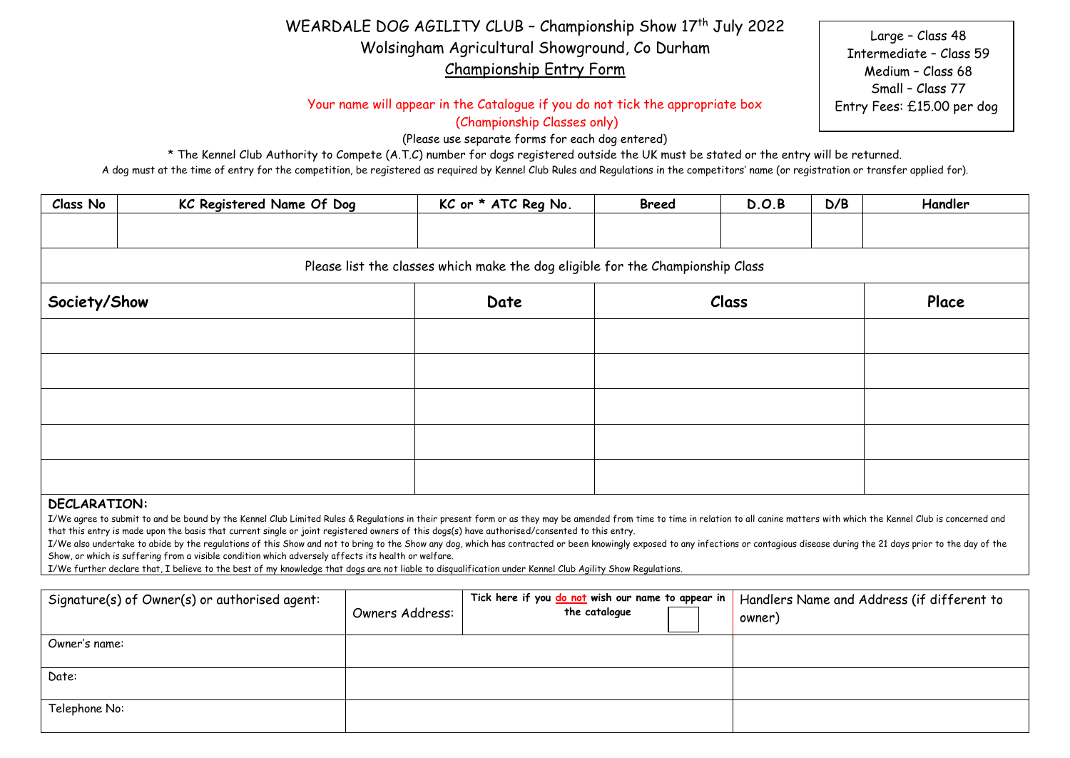# WEARDALE DOG AGILITY CLUB – Championship Show 17th July 2022

Wolsingham Agricultural Showground, Co Durham

Championship Entry Form

Large – Class 48
Intermediate – Class 59
Medium – Class 68
Small – Class 77
Entry Fees: £15.00 per dog

Your name will appear in the Catalogue if you do not tick the appropriate box (Championship Classes only)

(Please use separate forms for each dog entered)

* The Kennel Club Authority to Compete (A.T.C) number for dogs registered outside the UK must be stated or the entry will be returned.

A dog must at the time of entry for the competition, be registered as required by Kennel Club Rules and Regulations in the competitors' name (or registration or transfer applied for).

| Class No | KC Registered Name Of Dog | KC or * ATC Reg No. | Breed | D.O.B | D/B | Handler |
|---|---|---|---|---|---|---|
| | | | | | | |

Please list the classes which make the dog eligible for the Championship Class

| Society/Show | Date | Class | Place |
|---|---|---|---|
| | | | |
| | | | |
| | | | |
| | | | |
| | | | |

**DECLARATION:**

I/We agree to submit to and be bound by the Kennel Club Limited Rules & Regulations in their present form or as they may be amended from time to time in relation to all canine matters with which the Kennel Club is concerned and that this entry is made upon the basis that current single or joint registered owners of this dogs(s) have authorised/consented to this entry.

I/We also undertake to abide by the regulations of this Show and not to bring to the Show any dog, which has contracted or been knowingly exposed to any infections or contagious disease during the 21 days prior to the day of the Show, or which is suffering from a visible condition which adversely affects its health or welfare.

I/We further declare that, I believe to the best of my knowledge that dogs are not liable to disqualification under Kennel Club Agility Show Regulations.

| Signature(s) of Owner(s) or authorised agent: | Owners Address: | Tick here if you **do not** wish our name to appear in the catalogue ☐ | Handlers Name and Address (if different to owner) |
|---|---|---|---|
| Owner's name: | | | |
| Date: | | | |
| Telephone No: | | | |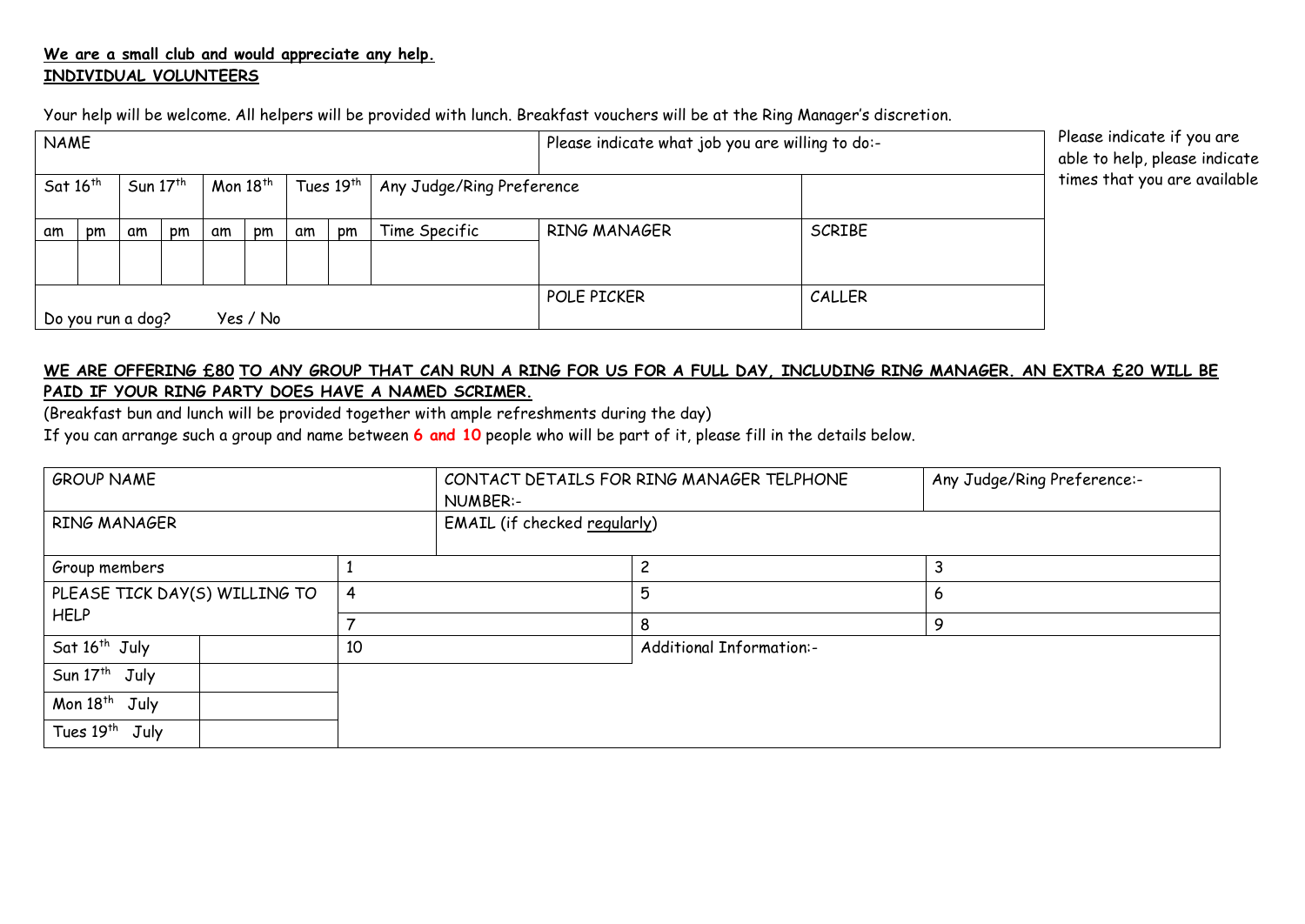**We are a small club and would appreciate any help.**
**INDIVIDUAL VOLUNTEERS**

Your help will be welcome. All helpers will be provided with lunch. Breakfast vouchers will be at the Ring Manager's discretion.

| NAME | | | | | | | | | Please indicate what job you are willing to do:- | |
|---|---|---|---|---|---|---|---|---|---|---|
| Sat 16th | | Sun 17th | | Mon 18th | | Tues 19th | | Any Judge/Ring Preference | | |
| am | pm | am | pm | am | pm | am | pm | Time Specific | RING MANAGER | SCRIBE |
| | | | | | | | | | | |
| Do you run a dog? Yes / No | | | | | | | | | POLE PICKER | CALLER |

Please indicate if you are able to help, please indicate times that you are available

**WE ARE OFFERING £80 TO ANY GROUP THAT CAN RUN A RING FOR US FOR A FULL DAY, INCLUDING RING MANAGER. AN EXTRA £20 WILL BE PAID IF YOUR RING PARTY DOES HAVE A NAMED SCRIMER.**

(Breakfast bun and lunch will be provided together with ample refreshments during the day)

If you can arrange such a group and name between **6 and 10** people who will be part of it, please fill in the details below.

| GROUP NAME | | CONTACT DETAILS FOR RING MANAGER TELPHONE NUMBER:- | | Any Judge/Ring Preference:- |
|---|---|---|---|---|
| RING MANAGER | | EMAIL (if checked regularly) | | |
| Group members | | 1 | 2 | 3 |
| PLEASE TICK DAY(S) WILLING TO HELP | | 4 | 5 | 6 |
| | | 7 | 8 | 9 |
| Sat 16th July | | 10 | Additional Information:- | |
| Sun 17th July | | | | |
| Mon 18th July | | | | |
| Tues 19th July | | | | |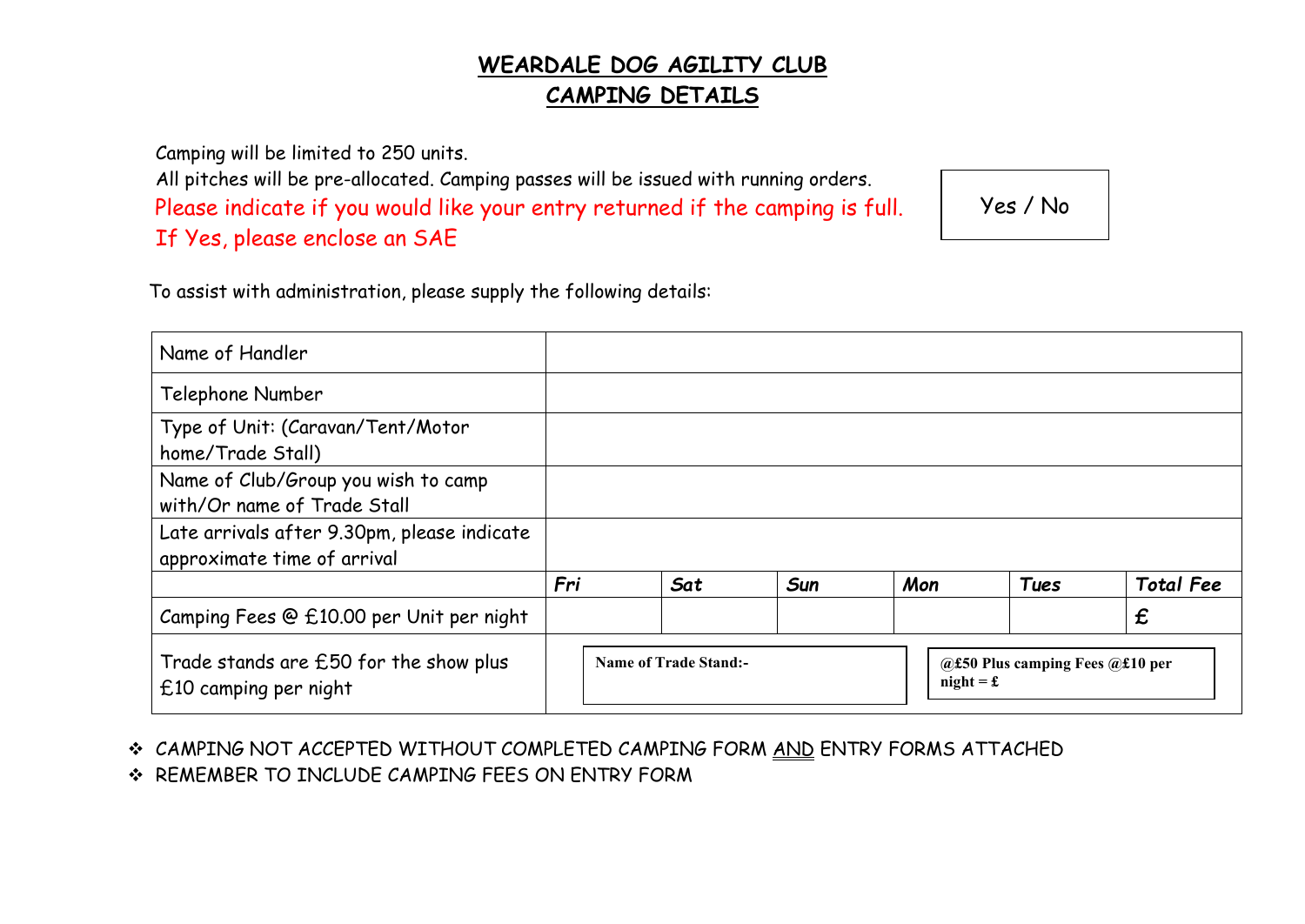# WEARDALE DOG AGILITY CLUB
## CAMPING DETAILS

Camping will be limited to 250 units.

All pitches will be pre-allocated. Camping passes will be issued with running orders.

Please indicate if you would like your entry returned if the camping is full.

If Yes, please enclose an SAE

| |
|---|
| Yes / No |

To assist with administration, please supply the following details:

| | | | | | | |
|---|---|---|---|---|---|---|
| Name of Handler | | | | | | |
| Telephone Number | | | | | | |
| Type of Unit: (Caravan/Tent/Motor home/Trade Stall) | | | | | | |
| Name of Club/Group you wish to camp with/Or name of Trade Stall | | | | | | |
| Late arrivals after 9.30pm, please indicate approximate time of arrival | | | | | | |
| | ***Fri*** | ***Sat*** | ***Sun*** | ***Mon*** | ***Tues*** | ***Total Fee*** |
| Camping Fees @ £10.00 per Unit per night | | | | | | **£** |
| Trade stands are £50 for the show plus £10 camping per night | **Name of Trade Stand:-** | | | **@£50 Plus camping Fees @£10 per night = £** | | |

- CAMPING NOT ACCEPTED WITHOUT COMPLETED CAMPING FORM AND ENTRY FORMS ATTACHED
- REMEMBER TO INCLUDE CAMPING FEES ON ENTRY FORM